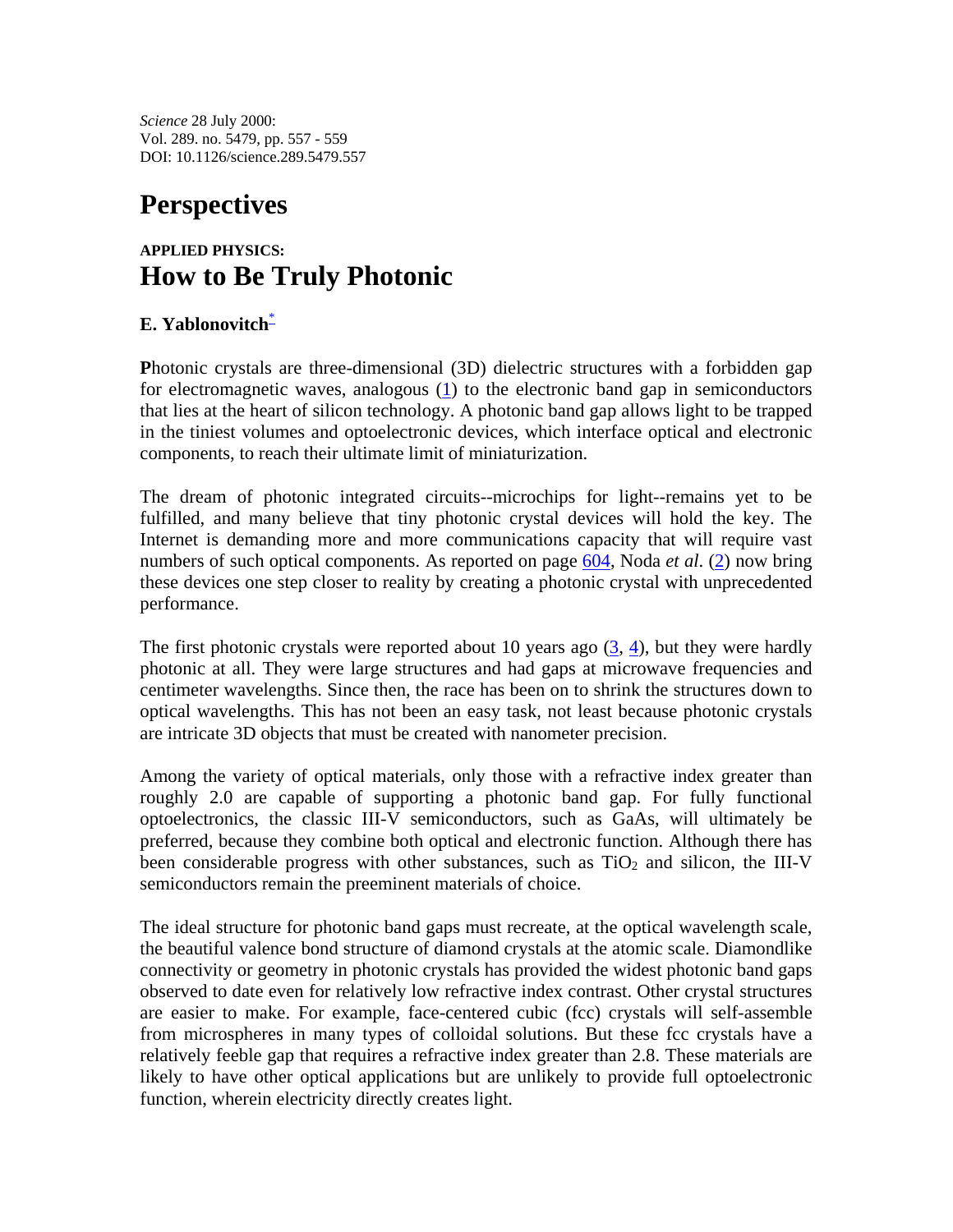*Science* 28 July 2000:
Vol. 289. no. 5479, pp. 557 - 559
DOI: 10.1126/science.289.5479.557

# Perspectives

**APPLIED PHYSICS:**

## How to Be Truly Photonic

**E. Yablonovitch***

**P**hotonic crystals are three-dimensional (3D) dielectric structures with a forbidden gap for electromagnetic waves, analogous (1) to the electronic band gap in semiconductors that lies at the heart of silicon technology. A photonic band gap allows light to be trapped in the tiniest volumes and optoelectronic devices, which interface optical and electronic components, to reach their ultimate limit of miniaturization.

The dream of photonic integrated circuits--microchips for light--remains yet to be fulfilled, and many believe that tiny photonic crystal devices will hold the key. The Internet is demanding more and more communications capacity that will require vast numbers of such optical components. As reported on page 604, Noda *et al*. (2) now bring these devices one step closer to reality by creating a photonic crystal with unprecedented performance.

The first photonic crystals were reported about 10 years ago (3, 4), but they were hardly photonic at all. They were large structures and had gaps at microwave frequencies and centimeter wavelengths. Since then, the race has been on to shrink the structures down to optical wavelengths. This has not been an easy task, not least because photonic crystals are intricate 3D objects that must be created with nanometer precision.

Among the variety of optical materials, only those with a refractive index greater than roughly 2.0 are capable of supporting a photonic band gap. For fully functional optoelectronics, the classic III-V semiconductors, such as GaAs, will ultimately be preferred, because they combine both optical and electronic function. Although there has been considerable progress with other substances, such as $TiO_2$ and silicon, the III-V semiconductors remain the preeminent materials of choice.

The ideal structure for photonic band gaps must recreate, at the optical wavelength scale, the beautiful valence bond structure of diamond crystals at the atomic scale. Diamondlike connectivity or geometry in photonic crystals has provided the widest photonic band gaps observed to date even for relatively low refractive index contrast. Other crystal structures are easier to make. For example, face-centered cubic (fcc) crystals will self-assemble from microspheres in many types of colloidal solutions. But these fcc crystals have a relatively feeble gap that requires a refractive index greater than 2.8. These materials are likely to have other optical applications but are unlikely to provide full optoelectronic function, wherein electricity directly creates light.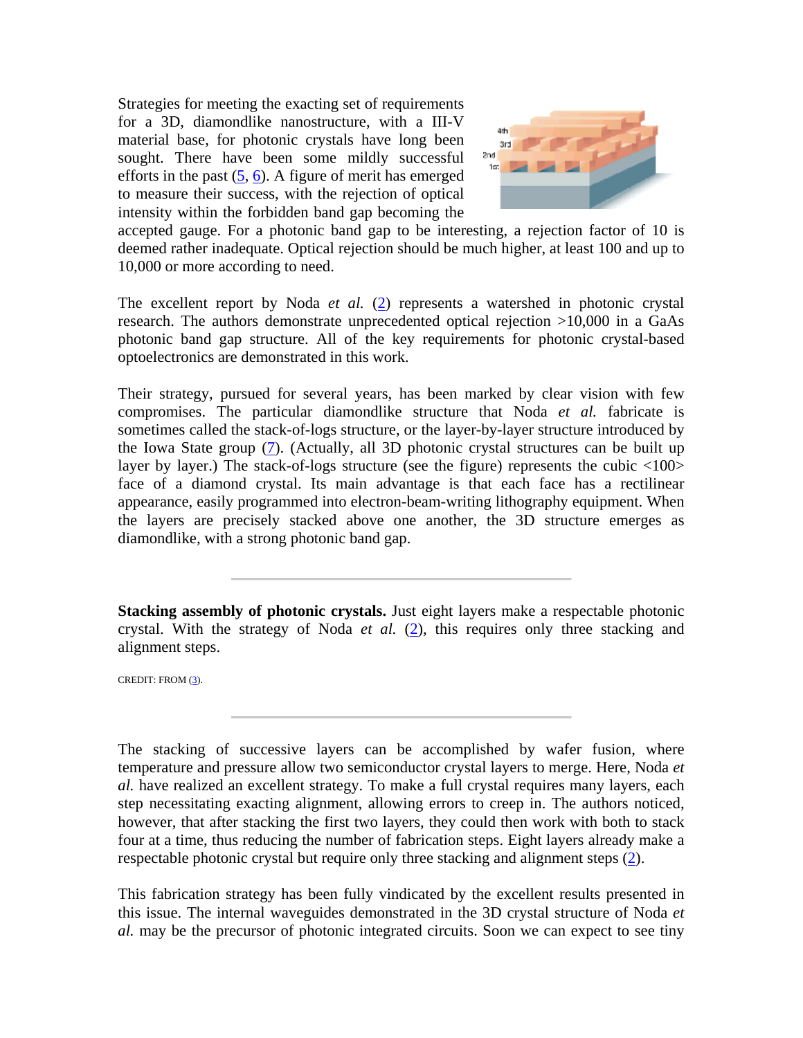Strategies for meeting the exacting set of requirements for a 3D, diamondlike nanostructure, with a III-V material base, for photonic crystals have long been sought. There have been some mildly successful efforts in the past (5, 6). A figure of merit has emerged to measure their success, with the rejection of optical intensity within the forbidden band gap becoming the accepted gauge. For a photonic band gap to be interesting, a rejection factor of 10 is deemed rather inadequate. Optical rejection should be much higher, at least 100 and up to 10,000 or more according to need.

The excellent report by Noda *et al.* (2) represents a watershed in photonic crystal research. The authors demonstrate unprecedented optical rejection >10,000 in a GaAs photonic band gap structure. All of the key requirements for photonic crystal-based optoelectronics are demonstrated in this work.

Their strategy, pursued for several years, has been marked by clear vision with few compromises. The particular diamondlike structure that Noda *et al.* fabricate is sometimes called the stack-of-logs structure, or the layer-by-layer structure introduced by the Iowa State group (7). (Actually, all 3D photonic crystal structures can be built up layer by layer.) The stack-of-logs structure (see the figure) represents the cubic <100> face of a diamond crystal. Its main advantage is that each face has a rectilinear appearance, easily programmed into electron-beam-writing lithography equipment. When the layers are precisely stacked above one another, the 3D structure emerges as diamondlike, with a strong photonic band gap.

---

**Stacking assembly of photonic crystals.** Just eight layers make a respectable photonic crystal. With the strategy of Noda *et al.* (2), this requires only three stacking and alignment steps.

CREDIT: FROM (3).

---

The stacking of successive layers can be accomplished by wafer fusion, where temperature and pressure allow two semiconductor crystal layers to merge. Here, Noda *et al.* have realized an excellent strategy. To make a full crystal requires many layers, each step necessitating exacting alignment, allowing errors to creep in. The authors noticed, however, that after stacking the first two layers, they could then work with both to stack four at a time, thus reducing the number of fabrication steps. Eight layers already make a respectable photonic crystal but require only three stacking and alignment steps (2).

This fabrication strategy has been fully vindicated by the excellent results presented in this issue. The internal waveguides demonstrated in the 3D crystal structure of Noda *et al.* may be the precursor of photonic integrated circuits. Soon we can expect to see tiny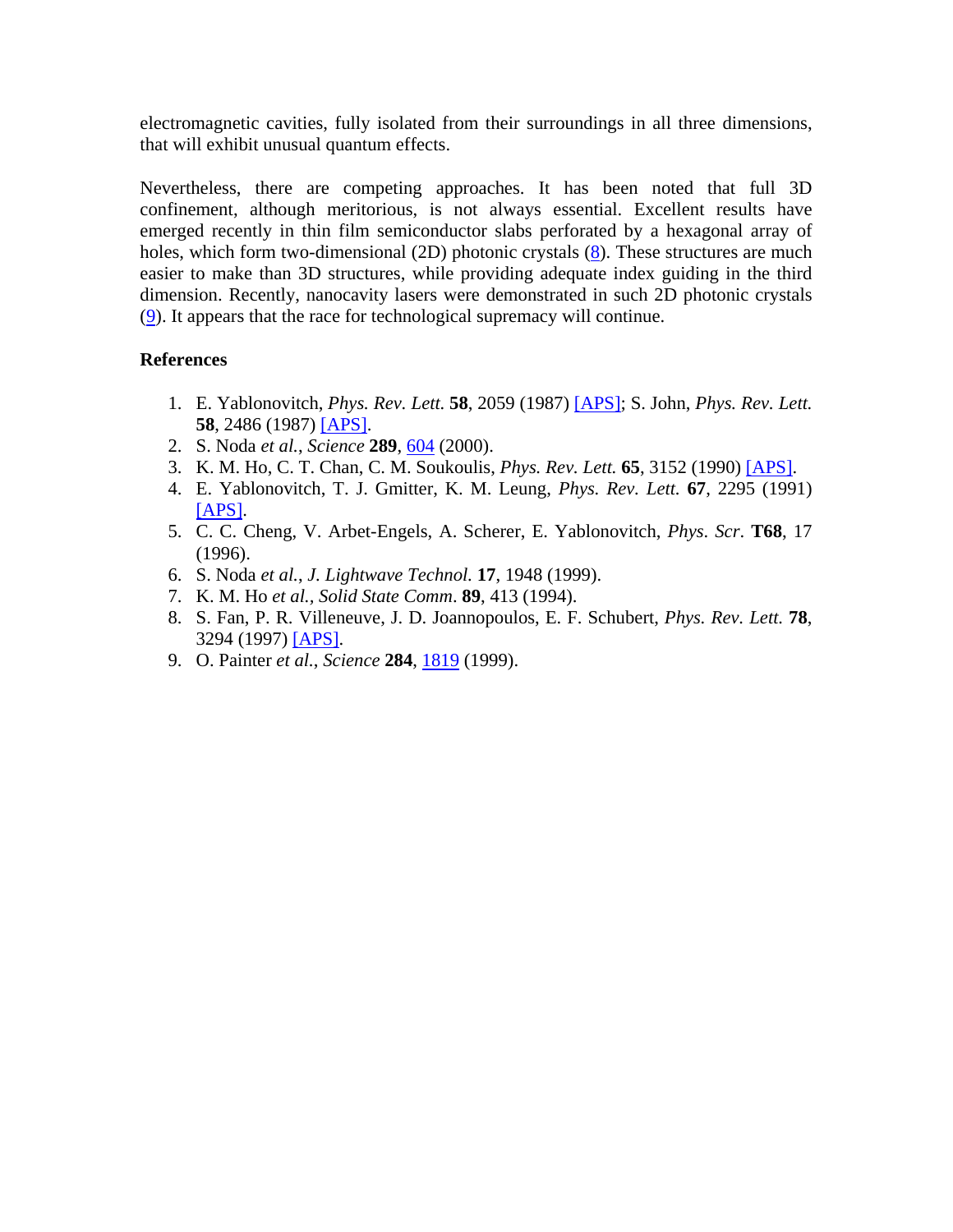electromagnetic cavities, fully isolated from their surroundings in all three dimensions, that will exhibit unusual quantum effects.

Nevertheless, there are competing approaches. It has been noted that full 3D confinement, although meritorious, is not always essential. Excellent results have emerged recently in thin film semiconductor slabs perforated by a hexagonal array of holes, which form two-dimensional (2D) photonic crystals (8). These structures are much easier to make than 3D structures, while providing adequate index guiding in the third dimension. Recently, nanocavity lasers were demonstrated in such 2D photonic crystals (9). It appears that the race for technological supremacy will continue.

## References

1. E. Yablonovitch, *Phys. Rev. Lett.* **58**, 2059 (1987) [APS]; S. John, *Phys. Rev. Lett.* **58**, 2486 (1987) [APS].
2. S. Noda *et al.*, *Science* **289**, 604 (2000).
3. K. M. Ho, C. T. Chan, C. M. Soukoulis, *Phys. Rev. Lett.* **65**, 3152 (1990) [APS].
4. E. Yablonovitch, T. J. Gmitter, K. M. Leung, *Phys. Rev. Lett.* **67**, 2295 (1991) [APS].
5. C. C. Cheng, V. Arbet-Engels, A. Scherer, E. Yablonovitch, *Phys. Scr*. **T68**, 17 (1996).
6. S. Noda *et al.*, *J. Lightwave Technol.* **17**, 1948 (1999).
7. K. M. Ho *et al.*, *Solid State Comm*. **89**, 413 (1994).
8. S. Fan, P. R. Villeneuve, J. D. Joannopoulos, E. F. Schubert, *Phys. Rev. Lett.* **78**, 3294 (1997) [APS].
9. O. Painter *et al.*, *Science* **284**, 1819 (1999).